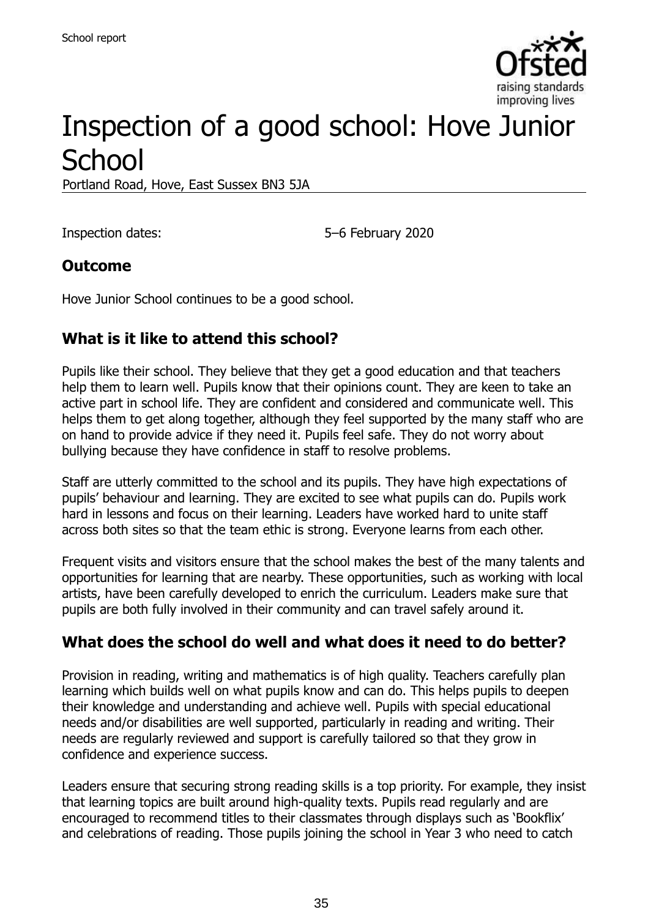# Inspection of a good school: Hove Junior School

Portland Road, Hove, East Sussex BN3 5JA

Inspection dates: 5–6 February 2020

## Outcome

Hove Junior School continues to be a good school.

## What is it like to attend this school?

Pupils like their school. They believe that they get a good education and that teachers help them to learn well. Pupils know that their opinions count. They are keen to take an active part in school life. They are confident and considered and communicate well. This helps them to get along together, although they feel supported by the many staff who are on hand to provide advice if they need it. Pupils feel safe. They do not worry about bullying because they have confidence in staff to resolve problems.

Staff are utterly committed to the school and its pupils. They have high expectations of pupils' behaviour and learning. They are excited to see what pupils can do. Pupils work hard in lessons and focus on their learning. Leaders have worked hard to unite staff across both sites so that the team ethic is strong. Everyone learns from each other.

Frequent visits and visitors ensure that the school makes the best of the many talents and opportunities for learning that are nearby. These opportunities, such as working with local artists, have been carefully developed to enrich the curriculum. Leaders make sure that pupils are both fully involved in their community and can travel safely around it.

## What does the school do well and what does it need to do better?

Provision in reading, writing and mathematics is of high quality. Teachers carefully plan learning which builds well on what pupils know and can do. This helps pupils to deepen their knowledge and understanding and achieve well. Pupils with special educational needs and/or disabilities are well supported, particularly in reading and writing. Their needs are regularly reviewed and support is carefully tailored so that they grow in confidence and experience success.

Leaders ensure that securing strong reading skills is a top priority. For example, they insist that learning topics are built around high-quality texts. Pupils read regularly and are encouraged to recommend titles to their classmates through displays such as 'Bookflix' and celebrations of reading. Those pupils joining the school in Year 3 who need to catch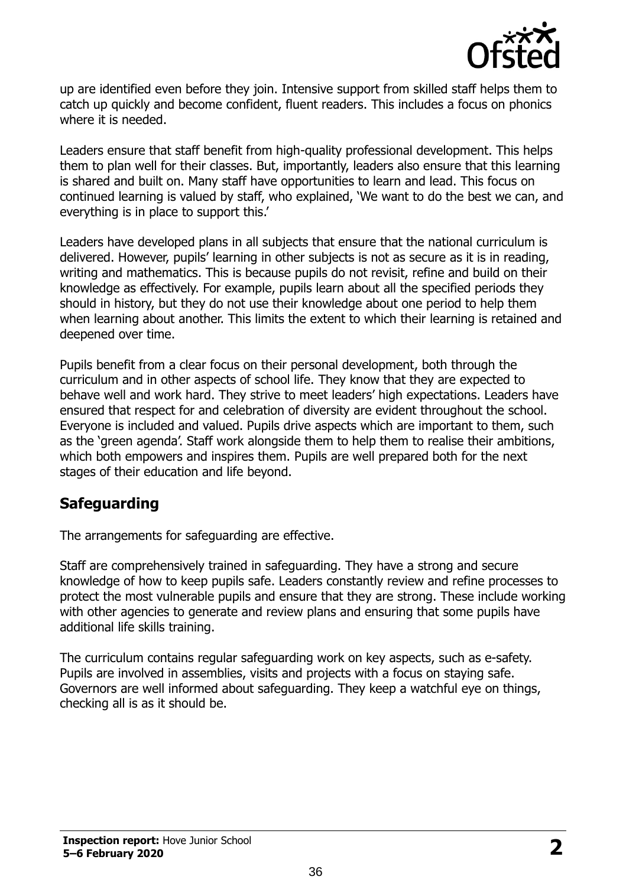up are identified even before they join. Intensive support from skilled staff helps them to catch up quickly and become confident, fluent readers. This includes a focus on phonics where it is needed.

Leaders ensure that staff benefit from high-quality professional development. This helps them to plan well for their classes. But, importantly, leaders also ensure that this learning is shared and built on. Many staff have opportunities to learn and lead. This focus on continued learning is valued by staff, who explained, 'We want to do the best we can, and everything is in place to support this.'

Leaders have developed plans in all subjects that ensure that the national curriculum is delivered. However, pupils' learning in other subjects is not as secure as it is in reading, writing and mathematics. This is because pupils do not revisit, refine and build on their knowledge as effectively. For example, pupils learn about all the specified periods they should in history, but they do not use their knowledge about one period to help them when learning about another. This limits the extent to which their learning is retained and deepened over time.

Pupils benefit from a clear focus on their personal development, both through the curriculum and in other aspects of school life. They know that they are expected to behave well and work hard. They strive to meet leaders' high expectations. Leaders have ensured that respect for and celebration of diversity are evident throughout the school. Everyone is included and valued. Pupils drive aspects which are important to them, such as the 'green agenda'. Staff work alongside them to help them to realise their ambitions, which both empowers and inspires them. Pupils are well prepared both for the next stages of their education and life beyond.

## Safeguarding

The arrangements for safeguarding are effective.

Staff are comprehensively trained in safeguarding. They have a strong and secure knowledge of how to keep pupils safe. Leaders constantly review and refine processes to protect the most vulnerable pupils and ensure that they are strong. These include working with other agencies to generate and review plans and ensuring that some pupils have additional life skills training.

The curriculum contains regular safeguarding work on key aspects, such as e-safety. Pupils are involved in assemblies, visits and projects with a focus on staying safe. Governors are well informed about safeguarding. They keep a watchful eye on things, checking all is as it should be.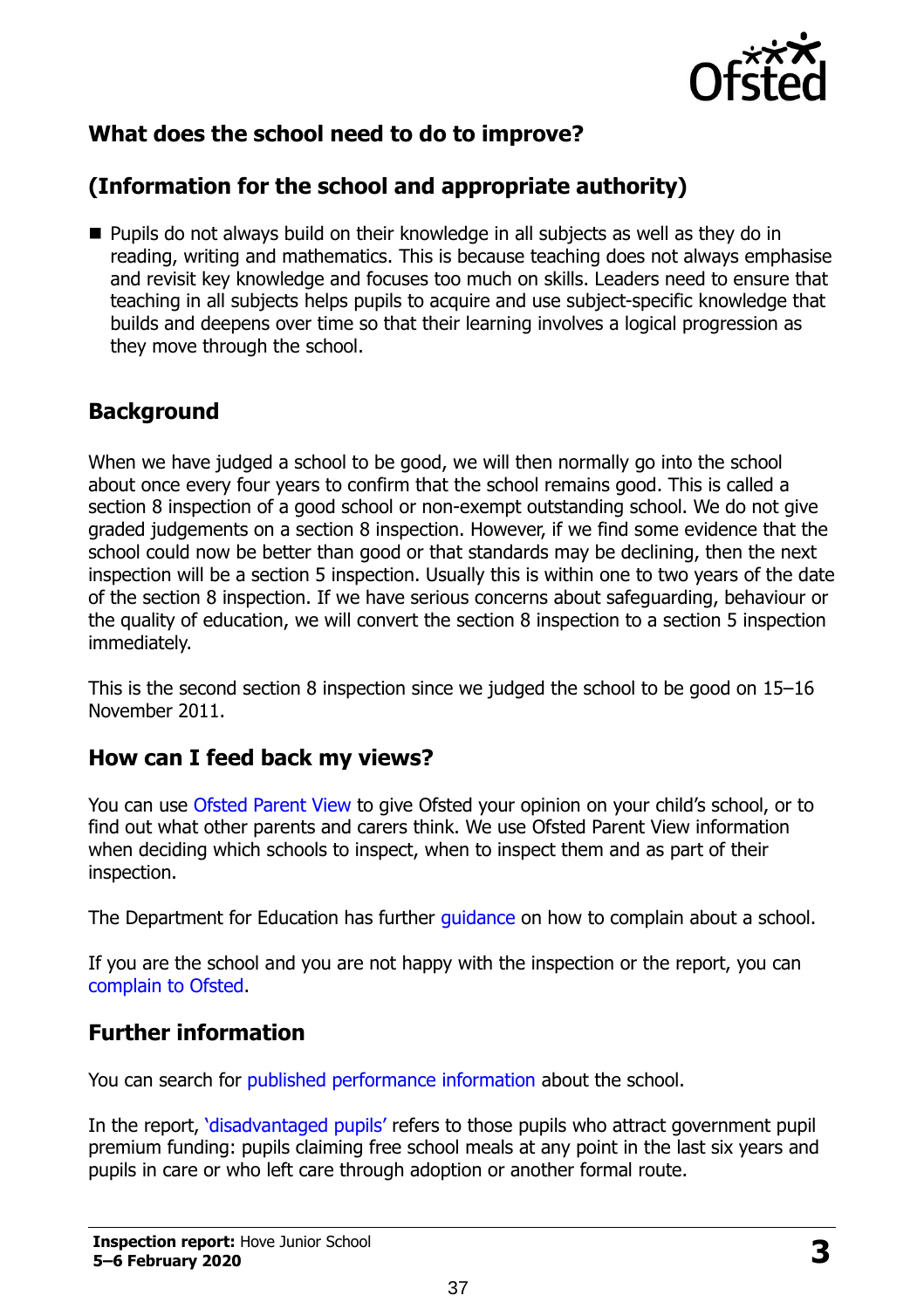## What does the school need to do to improve?

## (Information for the school and appropriate authority)

- Pupils do not always build on their knowledge in all subjects as well as they do in reading, writing and mathematics. This is because teaching does not always emphasise and revisit key knowledge and focuses too much on skills. Leaders need to ensure that teaching in all subjects helps pupils to acquire and use subject-specific knowledge that builds and deepens over time so that their learning involves a logical progression as they move through the school.

## Background

When we have judged a school to be good, we will then normally go into the school about once every four years to confirm that the school remains good. This is called a section 8 inspection of a good school or non-exempt outstanding school. We do not give graded judgements on a section 8 inspection. However, if we find some evidence that the school could now be better than good or that standards may be declining, then the next inspection will be a section 5 inspection. Usually this is within one to two years of the date of the section 8 inspection. If we have serious concerns about safeguarding, behaviour or the quality of education, we will convert the section 8 inspection to a section 5 inspection immediately.

This is the second section 8 inspection since we judged the school to be good on 15–16 November 2011.

## How can I feed back my views?

You can use Ofsted Parent View to give Ofsted your opinion on your child's school, or to find out what other parents and carers think. We use Ofsted Parent View information when deciding which schools to inspect, when to inspect them and as part of their inspection.

The Department for Education has further guidance on how to complain about a school.

If you are the school and you are not happy with the inspection or the report, you can complain to Ofsted.

## Further information

You can search for published performance information about the school.

In the report, 'disadvantaged pupils' refers to those pupils who attract government pupil premium funding: pupils claiming free school meals at any point in the last six years and pupils in care or who left care through adoption or another formal route.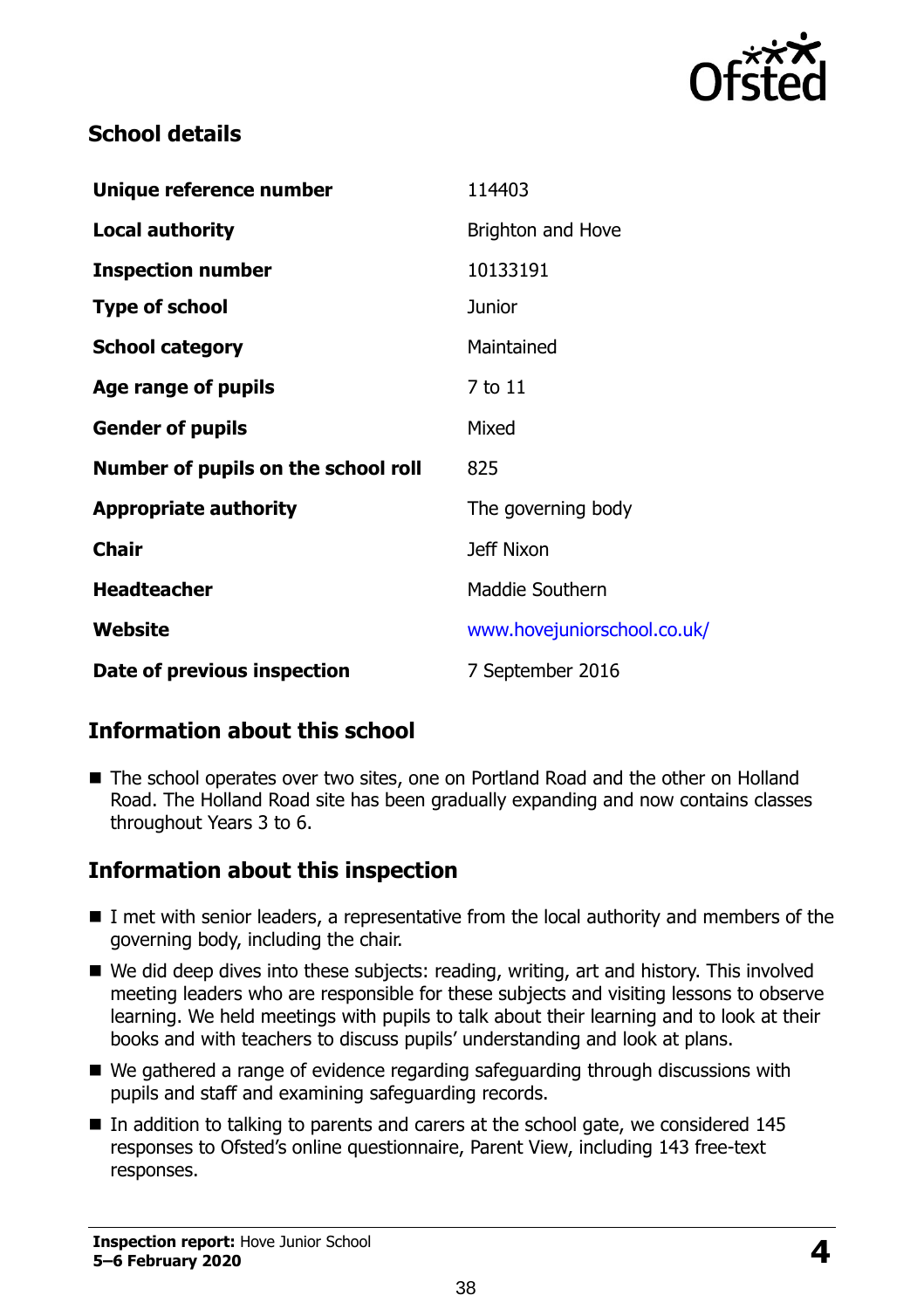## School details

| Unique reference number | 114403 |
| --- | --- |
| Local authority | Brighton and Hove |
| Inspection number | 10133191 |
| Type of school | Junior |
| School category | Maintained |
| Age range of pupils | 7 to 11 |
| Gender of pupils | Mixed |
| Number of pupils on the school roll | 825 |
| Appropriate authority | The governing body |
| Chair | Jeff Nixon |
| Headteacher | Maddie Southern |
| Website | www.hovejuniorschool.co.uk/ |
| Date of previous inspection | 7 September 2016 |

## Information about this school

- The school operates over two sites, one on Portland Road and the other on Holland Road. The Holland Road site has been gradually expanding and now contains classes throughout Years 3 to 6.

## Information about this inspection

- I met with senior leaders, a representative from the local authority and members of the governing body, including the chair.
- We did deep dives into these subjects: reading, writing, art and history. This involved meeting leaders who are responsible for these subjects and visiting lessons to observe learning. We held meetings with pupils to talk about their learning and to look at their books and with teachers to discuss pupils' understanding and look at plans.
- We gathered a range of evidence regarding safeguarding through discussions with pupils and staff and examining safeguarding records.
- In addition to talking to parents and carers at the school gate, we considered 145 responses to Ofsted's online questionnaire, Parent View, including 143 free-text responses.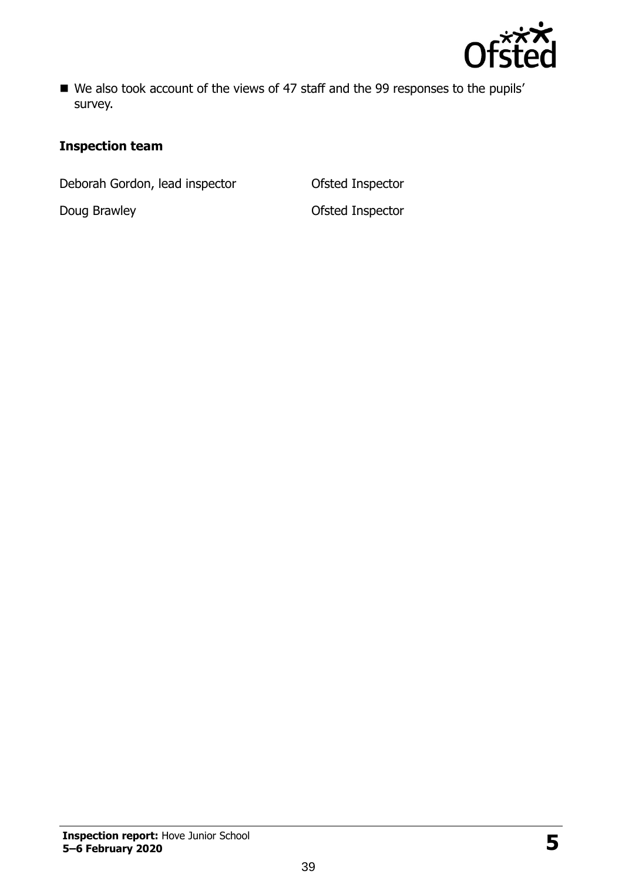- We also took account of the views of 47 staff and the 99 responses to the pupils' survey.

### Inspection team

| | |
|---|---|
| Deborah Gordon, lead inspector | Ofsted Inspector |
| Doug Brawley | Ofsted Inspector |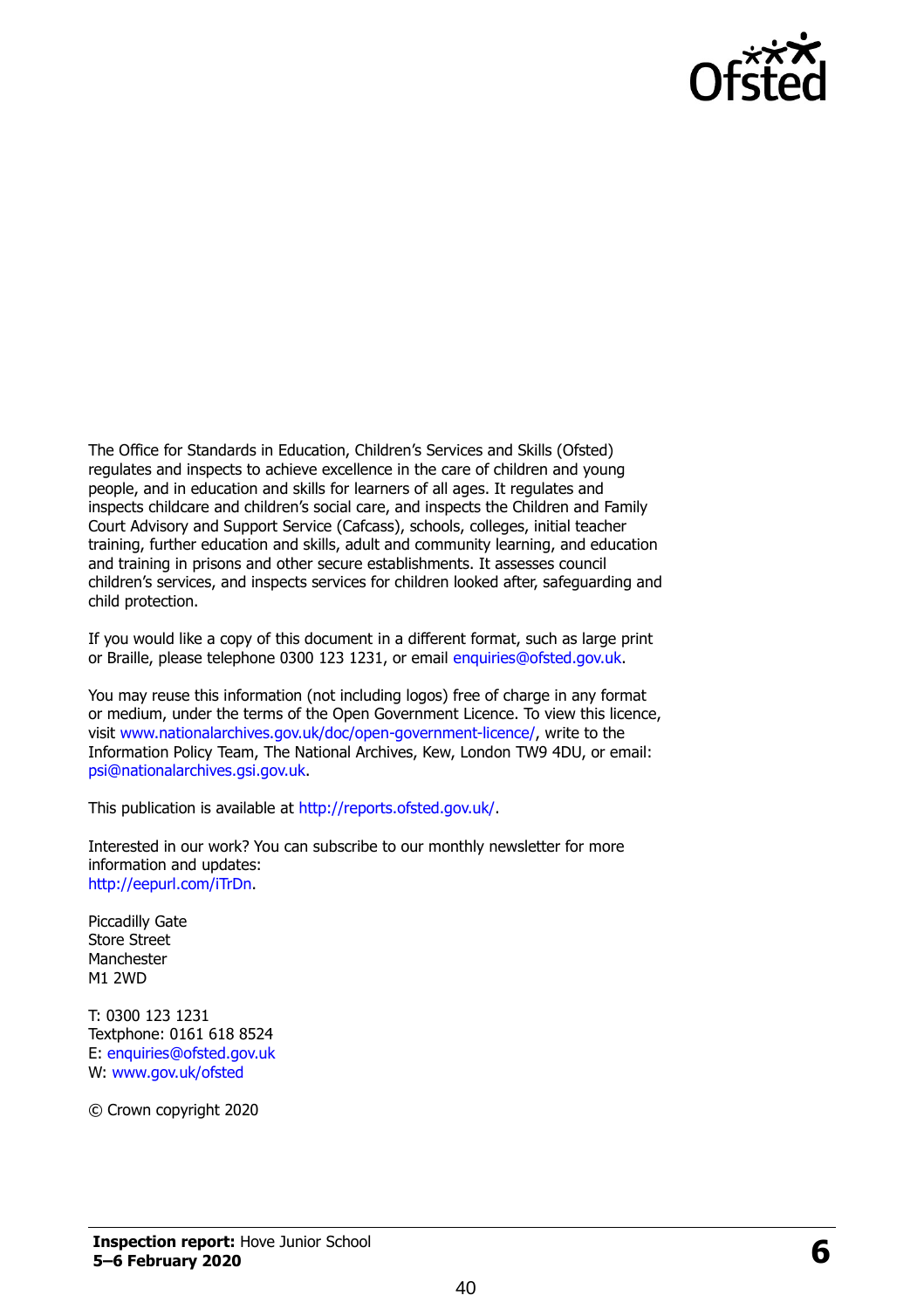The Office for Standards in Education, Children's Services and Skills (Ofsted) regulates and inspects to achieve excellence in the care of children and young people, and in education and skills for learners of all ages. It regulates and inspects childcare and children's social care, and inspects the Children and Family Court Advisory and Support Service (Cafcass), schools, colleges, initial teacher training, further education and skills, adult and community learning, and education and training in prisons and other secure establishments. It assesses council children's services, and inspects services for children looked after, safeguarding and child protection.

If you would like a copy of this document in a different format, such as large print or Braille, please telephone 0300 123 1231, or email enquiries@ofsted.gov.uk.

You may reuse this information (not including logos) free of charge in any format or medium, under the terms of the Open Government Licence. To view this licence, visit www.nationalarchives.gov.uk/doc/open-government-licence/, write to the Information Policy Team, The National Archives, Kew, London TW9 4DU, or email: psi@nationalarchives.gsi.gov.uk.

This publication is available at http://reports.ofsted.gov.uk/.

Interested in our work? You can subscribe to our monthly newsletter for more information and updates:
http://eepurl.com/iTrDn.

Piccadilly Gate
Store Street
Manchester
M1 2WD

T: 0300 123 1231
Textphone: 0161 618 8524
E: enquiries@ofsted.gov.uk
W: www.gov.uk/ofsted

© Crown copyright 2020